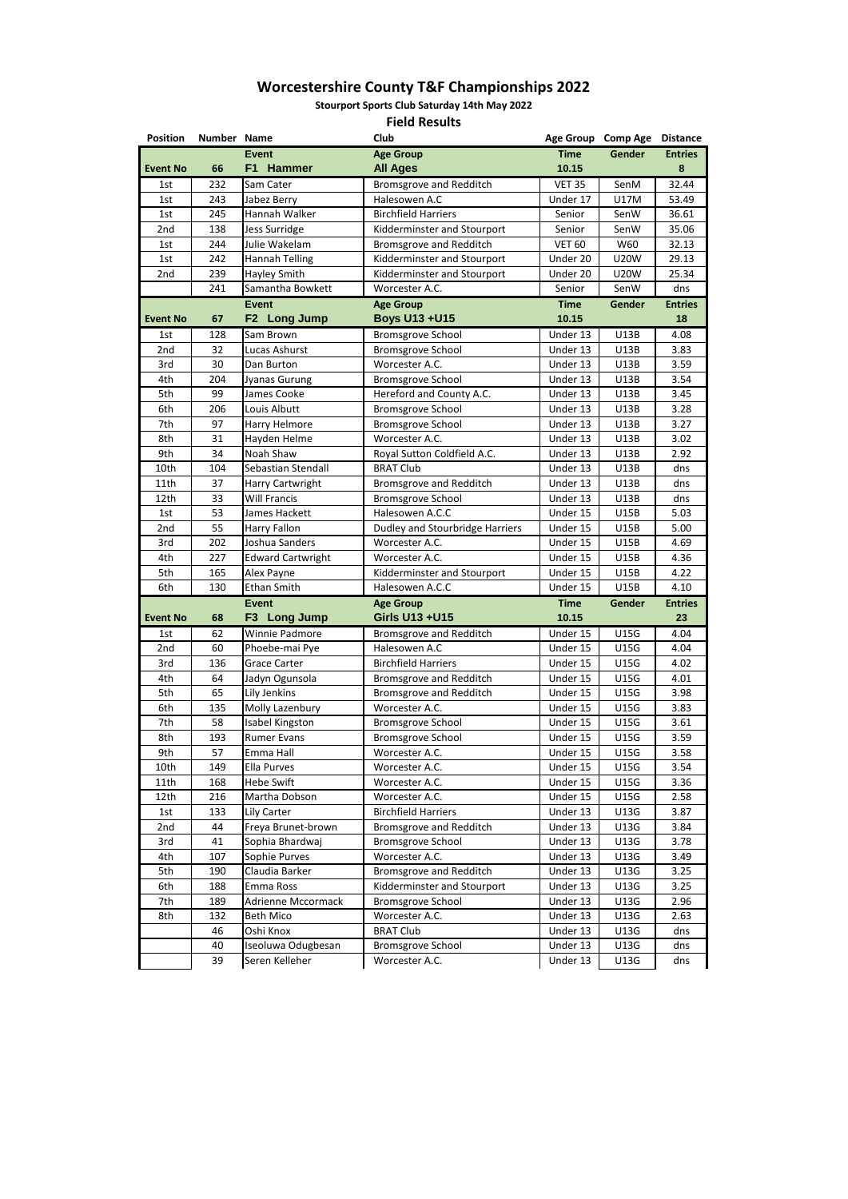# Worcestershire County T&F Championships 2022

**Stourport Sports Club Saturday 14th May 2022**

**Field Results**

| Position | Number | Name | Club | Age Group | Comp Age | Distance |
|---|---|---|---|---|---|---|
| | | **Event** | **Age Group** | **Time** | **Gender** | **Entries** |
| **Event No** | **66** | **F1 Hammer** | **All Ages** | **10.15** | | **8** |
| 1st | 232 | Sam Cater | Bromsgrove and Redditch | VET 35 | SenM | 32.44 |
| 1st | 243 | Jabez Berry | Halesowen A.C | Under 17 | U17M | 53.49 |
| 1st | 245 | Hannah Walker | Birchfield Harriers | Senior | SenW | 36.61 |
| 2nd | 138 | Jess Surridge | Kidderminster and Stourport | Senior | SenW | 35.06 |
| 1st | 244 | Julie Wakelam | Bromsgrove and Redditch | VET 60 | W60 | 32.13 |
| 1st | 242 | Hannah Telling | Kidderminster and Stourport | Under 20 | U20W | 29.13 |
| 2nd | 239 | Hayley Smith | Kidderminster and Stourport | Under 20 | U20W | 25.34 |
| | 241 | Samantha Bowkett | Worcester A.C. | Senior | SenW | dns |
| | | **Event** | **Age Group** | **Time** | **Gender** | **Entries** |
| **Event No** | **67** | **F2 Long Jump** | **Boys U13 +U15** | **10.15** | | **18** |
| 1st | 128 | Sam Brown | Bromsgrove School | Under 13 | U13B | 4.08 |
| 2nd | 32 | Lucas Ashurst | Bromsgrove School | Under 13 | U13B | 3.83 |
| 3rd | 30 | Dan Burton | Worcester A.C. | Under 13 | U13B | 3.59 |
| 4th | 204 | Jyanas Gurung | Bromsgrove School | Under 13 | U13B | 3.54 |
| 5th | 99 | James Cooke | Hereford and County A.C. | Under 13 | U13B | 3.45 |
| 6th | 206 | Louis Albutt | Bromsgrove School | Under 13 | U13B | 3.28 |
| 7th | 97 | Harry Helmore | Bromsgrove School | Under 13 | U13B | 3.27 |
| 8th | 31 | Hayden Helme | Worcester A.C. | Under 13 | U13B | 3.02 |
| 9th | 34 | Noah Shaw | Royal Sutton Coldfield A.C. | Under 13 | U13B | 2.92 |
| 10th | 104 | Sebastian Stendall | BRAT Club | Under 13 | U13B | dns |
| 11th | 37 | Harry Cartwright | Bromsgrove and Redditch | Under 13 | U13B | dns |
| 12th | 33 | Will Francis | Bromsgrove School | Under 13 | U13B | dns |
| 1st | 53 | James Hackett | Halesowen A.C.C | Under 15 | U15B | 5.03 |
| 2nd | 55 | Harry Fallon | Dudley and Stourbridge Harriers | Under 15 | U15B | 5.00 |
| 3rd | 202 | Joshua Sanders | Worcester A.C. | Under 15 | U15B | 4.69 |
| 4th | 227 | Edward Cartwright | Worcester A.C. | Under 15 | U15B | 4.36 |
| 5th | 165 | Alex Payne | Kidderminster and Stourport | Under 15 | U15B | 4.22 |
| 6th | 130 | Ethan Smith | Halesowen A.C.C | Under 15 | U15B | 4.10 |
| | | **Event** | **Age Group** | **Time** | **Gender** | **Entries** |
| **Event No** | **68** | **F3 Long Jump** | **Girls U13 +U15** | **10.15** | | **23** |
| 1st | 62 | Winnie Padmore | Bromsgrove and Redditch | Under 15 | U15G | 4.04 |
| 2nd | 60 | Phoebe-mai Pye | Halesowen A.C | Under 15 | U15G | 4.04 |
| 3rd | 136 | Grace Carter | Birchfield Harriers | Under 15 | U15G | 4.02 |
| 4th | 64 | Jadyn Ogunsola | Bromsgrove and Redditch | Under 15 | U15G | 4.01 |
| 5th | 65 | Lily Jenkins | Bromsgrove and Redditch | Under 15 | U15G | 3.98 |
| 6th | 135 | Molly Lazenbury | Worcester A.C. | Under 15 | U15G | 3.83 |
| 7th | 58 | Isabel Kingston | Bromsgrove School | Under 15 | U15G | 3.61 |
| 8th | 193 | Rumer Evans | Bromsgrove School | Under 15 | U15G | 3.59 |
| 9th | 57 | Emma Hall | Worcester A.C. | Under 15 | U15G | 3.58 |
| 10th | 149 | Ella Purves | Worcester A.C. | Under 15 | U15G | 3.54 |
| 11th | 168 | Hebe Swift | Worcester A.C. | Under 15 | U15G | 3.36 |
| 12th | 216 | Martha Dobson | Worcester A.C. | Under 15 | U15G | 2.58 |
| 1st | 133 | Lily Carter | Birchfield Harriers | Under 13 | U13G | 3.87 |
| 2nd | 44 | Freya Brunet-brown | Bromsgrove and Redditch | Under 13 | U13G | 3.84 |
| 3rd | 41 | Sophia Bhardwaj | Bromsgrove School | Under 13 | U13G | 3.78 |
| 4th | 107 | Sophie Purves | Worcester A.C. | Under 13 | U13G | 3.49 |
| 5th | 190 | Claudia Barker | Bromsgrove and Redditch | Under 13 | U13G | 3.25 |
| 6th | 188 | Emma Ross | Kidderminster and Stourport | Under 13 | U13G | 3.25 |
| 7th | 189 | Adrienne Mccormack | Bromsgrove School | Under 13 | U13G | 2.96 |
| 8th | 132 | Beth Mico | Worcester A.C. | Under 13 | U13G | 2.63 |
| | 46 | Oshi Knox | BRAT Club | Under 13 | U13G | dns |
| | 40 | Iseoluwa Odugbesan | Bromsgrove School | Under 13 | U13G | dns |
| | 39 | Seren Kelleher | Worcester A.C. | Under 13 | U13G | dns |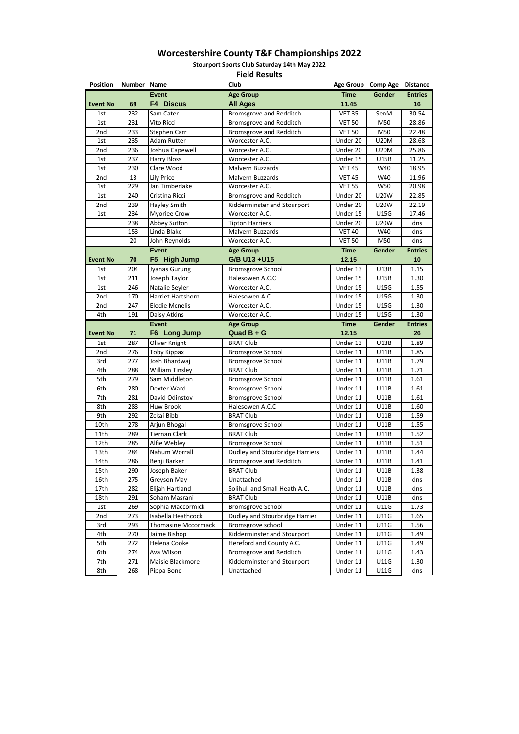# Worcestershire County T&F Championships 2022

**Stourport Sports Club Saturday 14th May 2022**

**Field Results**

| Position | Number | Name | Club | Age Group | Comp Age | Distance |
|---|---|---|---|---|---|---|
| | | **Event** | **Age Group** | **Time** | **Gender** | **Entries** |
| **Event No** | **69** | **F4 Discus** | **All Ages** | **11.45** | | **16** |
| 1st | 232 | Sam Cater | Bromsgrove and Redditch | VET 35 | SenM | 30.54 |
| 1st | 231 | Vito Ricci | Bromsgrove and Redditch | VET 50 | M50 | 28.86 |
| 2nd | 233 | Stephen Carr | Bromsgrove and Redditch | VET 50 | M50 | 22.48 |
| 1st | 235 | Adam Rutter | Worcester A.C. | Under 20 | U20M | 28.68 |
| 2nd | 236 | Joshua Capewell | Worcester A.C. | Under 20 | U20M | 25.86 |
| 1st | 237 | Harry Bloss | Worcester A.C. | Under 15 | U15B | 11.25 |
| 1st | 230 | Clare Wood | Malvern Buzzards | VET 45 | W40 | 18.95 |
| 2nd | 13 | Lily Price | Malvern Buzzards | VET 45 | W40 | 11.96 |
| 1st | 229 | Jan Timberlake | Worcester A.C. | VET 55 | W50 | 20.98 |
| 1st | 240 | Cristina Ricci | Bromsgrove and Redditch | Under 20 | U20W | 22.85 |
| 2nd | 239 | Hayley Smith | Kidderminster and Stourport | Under 20 | U20W | 22.19 |
| 1st | 234 | Myoriee Crow | Worcester A.C. | Under 15 | U15G | 17.46 |
| | 238 | Abbey Sutton | Tipton Harriers | Under 20 | U20W | dns |
| | 153 | Linda Blake | Malvern Buzzards | VET 40 | W40 | dns |
| | 20 | John Reynolds | Worcester A.C. | VET 50 | M50 | dns |
| | | **Event** | **Age Group** | **Time** | **Gender** | **Entries** |
| **Event No** | **70** | **F5 High Jump** | **G/B U13 +U15** | **12.15** | | **10** |
| 1st | 204 | Jyanas Gurung | Bromsgrove School | Under 13 | U13B | 1.15 |
| 1st | 211 | Joseph Taylor | Halesowen A.C.C | Under 15 | U15B | 1.30 |
| 1st | 246 | Natalie Seyler | Worcester A.C. | Under 15 | U15G | 1.55 |
| 2nd | 170 | Harriet Hartshorn | Halesowen A.C | Under 15 | U15G | 1.30 |
| 2nd | 247 | Elodie Mcnelis | Worcester A.C. | Under 15 | U15G | 1.30 |
| 4th | 191 | Daisy Atkins | Worcester A.C. | Under 15 | U15G | 1.30 |
| | | **Event** | **Age Group** | **Time** | **Gender** | **Entries** |
| **Event No** | **71** | **F6 Long Jump** | **Quad B + G** | **12.15** | | **26** |
| 1st | 287 | Oliver Knight | BRAT Club | Under 13 | U13B | 1.89 |
| 2nd | 276 | Toby Kippax | Bromsgrove School | Under 11 | U11B | 1.85 |
| 3rd | 277 | Josh Bhardwaj | Bromsgrove School | Under 11 | U11B | 1.79 |
| 4th | 288 | William Tinsley | BRAT Club | Under 11 | U11B | 1.71 |
| 5th | 279 | Sam Middleton | Bromsgrove School | Under 11 | U11B | 1.61 |
| 6th | 280 | Dexter Ward | Bromsgrove School | Under 11 | U11B | 1.61 |
| 7th | 281 | David Odinstov | Bromsgrove School | Under 11 | U11B | 1.61 |
| 8th | 283 | Huw Brook | Halesowen A.C.C | Under 11 | U11B | 1.60 |
| 9th | 292 | Zckai Bibb | BRAT Club | Under 11 | U11B | 1.59 |
| 10th | 278 | Arjun Bhogal | Bromsgrove School | Under 11 | U11B | 1.55 |
| 11th | 289 | Tiernan Clark | BRAT Club | Under 11 | U11B | 1.52 |
| 12th | 285 | Alfie Webley | Bromsgrove School | Under 11 | U11B | 1.51 |
| 13th | 284 | Nahum Worrall | Dudley and Stourbridge Harriers | Under 11 | U11B | 1.44 |
| 14th | 286 | Benji Barker | Bromsgrove and Redditch | Under 11 | U11B | 1.41 |
| 15th | 290 | Joseph Baker | BRAT Club | Under 11 | U11B | 1.38 |
| 16th | 275 | Greyson May | Unattached | Under 11 | U11B | dns |
| 17th | 282 | Elijah Hartland | Solihull and Small Heath A.C. | Under 11 | U11B | dns |
| 18th | 291 | Soham Masrani | BRAT Club | Under 11 | U11B | dns |
| 1st | 269 | Sophia Maccormick | Bromsgrove School | Under 11 | U11G | 1.73 |
| 2nd | 273 | Isabella Heathcock | Dudley and Stourbridge Harrier | Under 11 | U11G | 1.65 |
| 3rd | 293 | Thomasine Mccormack | Bromsgrove school | Under 11 | U11G | 1.56 |
| 4th | 270 | Jaime Bishop | Kidderminster and Stourport | Under 11 | U11G | 1.49 |
| 5th | 272 | Helena Cooke | Hereford and County A.C. | Under 11 | U11G | 1.49 |
| 6th | 274 | Ava Wilson | Bromsgrove and Redditch | Under 11 | U11G | 1.43 |
| 7th | 271 | Maisie Blackmore | Kidderminster and Stourport | Under 11 | U11G | 1.30 |
| 8th | 268 | Pippa Bond | Unattached | Under 11 | U11G | dns |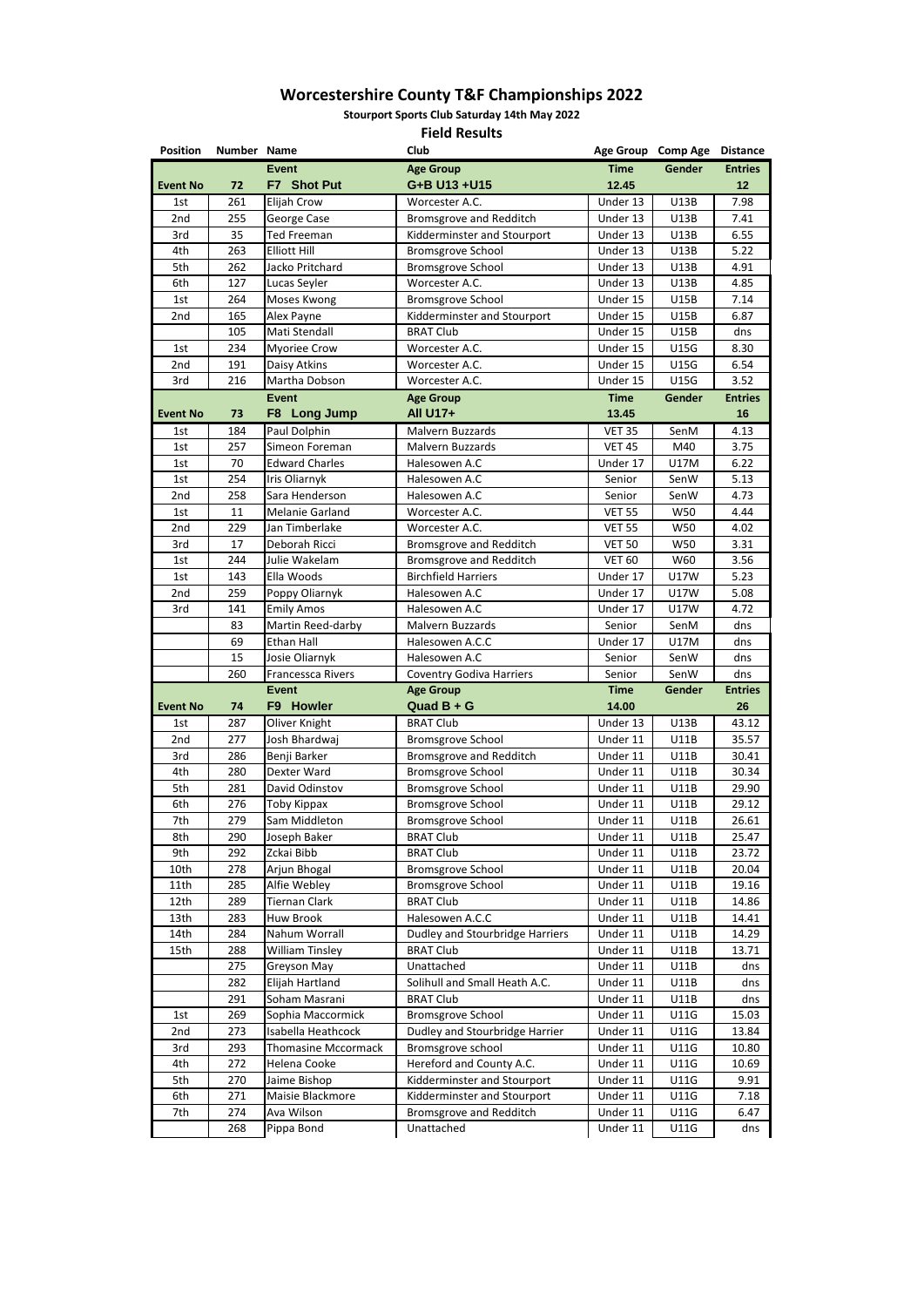# Worcestershire County T&F Championships 2022

**Stourport Sports Club Saturday 14th May 2022**

**Field Results**

| Position | Number | Name | Club | Age Group | Comp Age | Distance |
|---|---|---|---|---|---|---|
| | | **Event** | **Age Group** | **Time** | **Gender** | **Entries** |
| **Event No** | **72** | **F7 Shot Put** | **G+B U13 +U15** | **12.45** | | **12** |
| 1st | 261 | Elijah Crow | Worcester A.C. | Under 13 | U13B | 7.98 |
| 2nd | 255 | George Case | Bromsgrove and Redditch | Under 13 | U13B | 7.41 |
| 3rd | 35 | Ted Freeman | Kidderminster and Stourport | Under 13 | U13B | 6.55 |
| 4th | 263 | Elliott Hill | Bromsgrove School | Under 13 | U13B | 5.22 |
| 5th | 262 | Jacko Pritchard | Bromsgrove School | Under 13 | U13B | 4.91 |
| 6th | 127 | Lucas Seyler | Worcester A.C. | Under 13 | U13B | 4.85 |
| 1st | 264 | Moses Kwong | Bromsgrove School | Under 15 | U15B | 7.14 |
| 2nd | 165 | Alex Payne | Kidderminster and Stourport | Under 15 | U15B | 6.87 |
| | 105 | Mati Stendall | BRAT Club | Under 15 | U15B | dns |
| 1st | 234 | Myoriee Crow | Worcester A.C. | Under 15 | U15G | 8.30 |
| 2nd | 191 | Daisy Atkins | Worcester A.C. | Under 15 | U15G | 6.54 |
| 3rd | 216 | Martha Dobson | Worcester A.C. | Under 15 | U15G | 3.52 |
| | | **Event** | **Age Group** | **Time** | **Gender** | **Entries** |
| **Event No** | **73** | **F8 Long Jump** | **All U17+** | **13.45** | | **16** |
| 1st | 184 | Paul Dolphin | Malvern Buzzards | VET 35 | SenM | 4.13 |
| 1st | 257 | Simeon Foreman | Malvern Buzzards | VET 45 | M40 | 3.75 |
| 1st | 70 | Edward Charles | Halesowen A.C | Under 17 | U17M | 6.22 |
| 1st | 254 | Iris Oliarnyk | Halesowen A.C | Senior | SenW | 5.13 |
| 2nd | 258 | Sara Henderson | Halesowen A.C | Senior | SenW | 4.73 |
| 1st | 11 | Melanie Garland | Worcester A.C. | VET 55 | W50 | 4.44 |
| 2nd | 229 | Jan Timberlake | Worcester A.C. | VET 55 | W50 | 4.02 |
| 3rd | 17 | Deborah Ricci | Bromsgrove and Redditch | VET 50 | W50 | 3.31 |
| 1st | 244 | Julie Wakelam | Bromsgrove and Redditch | VET 60 | W60 | 3.56 |
| 1st | 143 | Ella Woods | Birchfield Harriers | Under 17 | U17W | 5.23 |
| 2nd | 259 | Poppy Oliarnyk | Halesowen A.C | Under 17 | U17W | 5.08 |
| 3rd | 141 | Emily Amos | Halesowen A.C | Under 17 | U17W | 4.72 |
| | 83 | Martin Reed-darby | Malvern Buzzards | Senior | SenM | dns |
| | 69 | Ethan Hall | Halesowen A.C.C | Under 17 | U17M | dns |
| | 15 | Josie Oliarnyk | Halesowen A.C | Senior | SenW | dns |
| | 260 | Francessca Rivers | Coventry Godiva Harriers | Senior | SenW | dns |
| | | **Event** | **Age Group** | **Time** | **Gender** | **Entries** |
| **Event No** | **74** | **F9 Howler** | **Quad B + G** | **14.00** | | **26** |
| 1st | 287 | Oliver Knight | BRAT Club | Under 13 | U13B | 43.12 |
| 2nd | 277 | Josh Bhardwaj | Bromsgrove School | Under 11 | U11B | 35.57 |
| 3rd | 286 | Benji Barker | Bromsgrove and Redditch | Under 11 | U11B | 30.41 |
| 4th | 280 | Dexter Ward | Bromsgrove School | Under 11 | U11B | 30.34 |
| 5th | 281 | David Odinstov | Bromsgrove School | Under 11 | U11B | 29.90 |
| 6th | 276 | Toby Kippax | Bromsgrove School | Under 11 | U11B | 29.12 |
| 7th | 279 | Sam Middleton | Bromsgrove School | Under 11 | U11B | 26.61 |
| 8th | 290 | Joseph Baker | BRAT Club | Under 11 | U11B | 25.47 |
| 9th | 292 | Zckai Bibb | BRAT Club | Under 11 | U11B | 23.72 |
| 10th | 278 | Arjun Bhogal | Bromsgrove School | Under 11 | U11B | 20.04 |
| 11th | 285 | Alfie Webley | Bromsgrove School | Under 11 | U11B | 19.16 |
| 12th | 289 | Tiernan Clark | BRAT Club | Under 11 | U11B | 14.86 |
| 13th | 283 | Huw Brook | Halesowen A.C.C | Under 11 | U11B | 14.41 |
| 14th | 284 | Nahum Worrall | Dudley and Stourbridge Harriers | Under 11 | U11B | 14.29 |
| 15th | 288 | William Tinsley | BRAT Club | Under 11 | U11B | 13.71 |
| | 275 | Greyson May | Unattached | Under 11 | U11B | dns |
| | 282 | Elijah Hartland | Solihull and Small Heath A.C. | Under 11 | U11B | dns |
| | 291 | Soham Masrani | BRAT Club | Under 11 | U11B | dns |
| 1st | 269 | Sophia Maccormick | Bromsgrove School | Under 11 | U11G | 15.03 |
| 2nd | 273 | Isabella Heathcock | Dudley and Stourbridge Harrier | Under 11 | U11G | 13.84 |
| 3rd | 293 | Thomasine Mccormack | Bromsgrove school | Under 11 | U11G | 10.80 |
| 4th | 272 | Helena Cooke | Hereford and County A.C. | Under 11 | U11G | 10.69 |
| 5th | 270 | Jaime Bishop | Kidderminster and Stourport | Under 11 | U11G | 9.91 |
| 6th | 271 | Maisie Blackmore | Kidderminster and Stourport | Under 11 | U11G | 7.18 |
| 7th | 274 | Ava Wilson | Bromsgrove and Redditch | Under 11 | U11G | 6.47 |
| | 268 | Pippa Bond | Unattached | Under 11 | U11G | dns |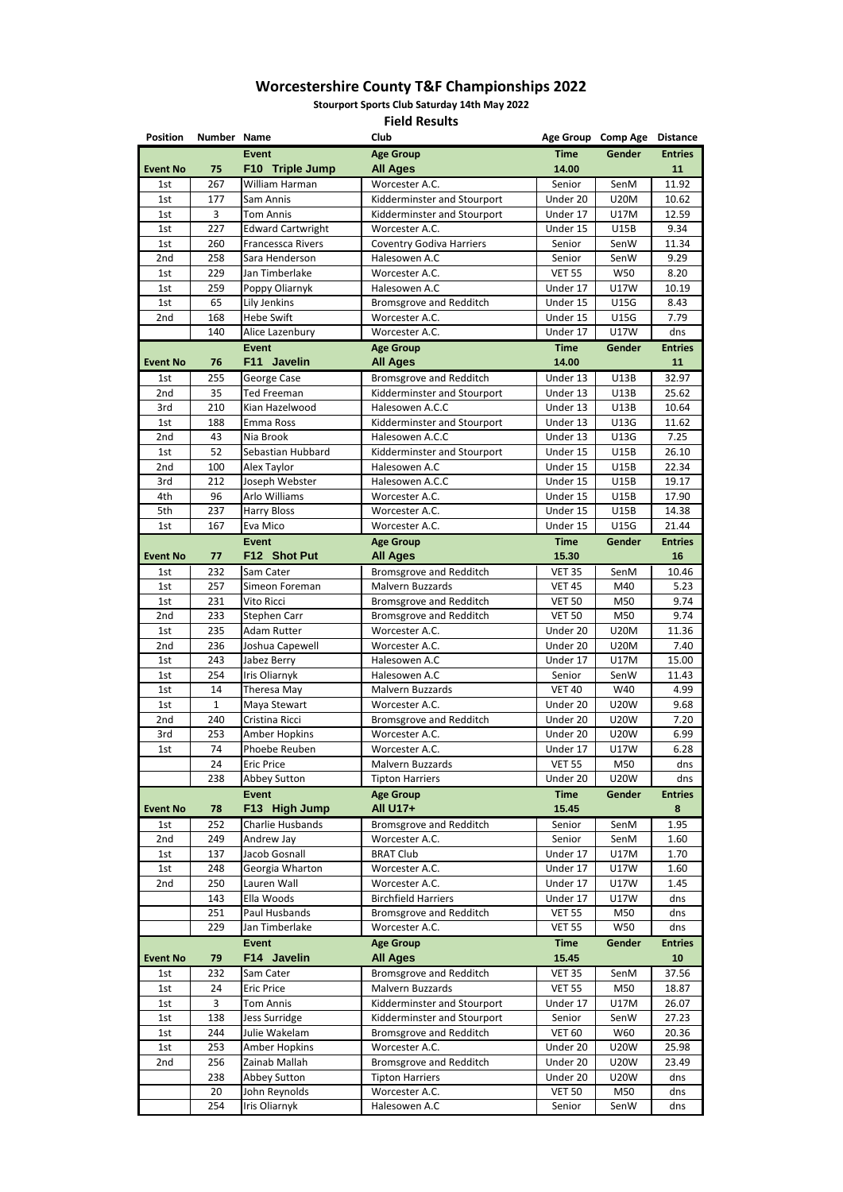# Worcestershire County T&F Championships 2022

**Stourport Sports Club Saturday 14th May 2022**

**Field Results**

| Position | Number | Name | Club | Age Group | Comp Age | Distance |
|---|---|---|---|---|---|---|
| | | **Event** | **Age Group** | **Time** | **Gender** | **Entries** |
| **Event No** | **75** | **F10 Triple Jump** | **All Ages** | **14.00** | | **11** |
| 1st | 267 | William Harman | Worcester A.C. | Senior | SenM | 11.92 |
| 1st | 177 | Sam Annis | Kidderminster and Stourport | Under 20 | U20M | 10.62 |
| 1st | 3 | Tom Annis | Kidderminster and Stourport | Under 17 | U17M | 12.59 |
| 1st | 227 | Edward Cartwright | Worcester A.C. | Under 15 | U15B | 9.34 |
| 1st | 260 | Francessca Rivers | Coventry Godiva Harriers | Senior | SenW | 11.34 |
| 2nd | 258 | Sara Henderson | Halesowen A.C | Senior | SenW | 9.29 |
| 1st | 229 | Jan Timberlake | Worcester A.C. | VET 55 | W50 | 8.20 |
| 1st | 259 | Poppy Oliarnyk | Halesowen A.C | Under 17 | U17W | 10.19 |
| 1st | 65 | Lily Jenkins | Bromsgrove and Redditch | Under 15 | U15G | 8.43 |
| 2nd | 168 | Hebe Swift | Worcester A.C. | Under 15 | U15G | 7.79 |
| | 140 | Alice Lazenbury | Worcester A.C. | Under 17 | U17W | dns |
| | | **Event** | **Age Group** | **Time** | **Gender** | **Entries** |
| **Event No** | **76** | **F11 Javelin** | **All Ages** | **14.00** | | **11** |
| 1st | 255 | George Case | Bromsgrove and Redditch | Under 13 | U13B | 32.97 |
| 2nd | 35 | Ted Freeman | Kidderminster and Stourport | Under 13 | U13B | 25.62 |
| 3rd | 210 | Kian Hazelwood | Halesowen A.C.C | Under 13 | U13B | 10.64 |
| 1st | 188 | Emma Ross | Kidderminster and Stourport | Under 13 | U13G | 11.62 |
| 2nd | 43 | Nia Brook | Halesowen A.C.C | Under 13 | U13G | 7.25 |
| 1st | 52 | Sebastian Hubbard | Kidderminster and Stourport | Under 15 | U15B | 26.10 |
| 2nd | 100 | Alex Taylor | Halesowen A.C | Under 15 | U15B | 22.34 |
| 3rd | 212 | Joseph Webster | Halesowen A.C.C | Under 15 | U15B | 19.17 |
| 4th | 96 | Arlo Williams | Worcester A.C. | Under 15 | U15B | 17.90 |
| 5th | 237 | Harry Bloss | Worcester A.C. | Under 15 | U15B | 14.38 |
| 1st | 167 | Eva Mico | Worcester A.C. | Under 15 | U15G | 21.44 |
| | | **Event** | **Age Group** | **Time** | **Gender** | **Entries** |
| **Event No** | **77** | **F12 Shot Put** | **All Ages** | **15.30** | | **16** |
| 1st | 232 | Sam Cater | Bromsgrove and Redditch | VET 35 | SenM | 10.46 |
| 1st | 257 | Simeon Foreman | Malvern Buzzards | VET 45 | M40 | 5.23 |
| 1st | 231 | Vito Ricci | Bromsgrove and Redditch | VET 50 | M50 | 9.74 |
| 2nd | 233 | Stephen Carr | Bromsgrove and Redditch | VET 50 | M50 | 9.74 |
| 1st | 235 | Adam Rutter | Worcester A.C. | Under 20 | U20M | 11.36 |
| 2nd | 236 | Joshua Capewell | Worcester A.C. | Under 20 | U20M | 7.40 |
| 1st | 243 | Jabez Berry | Halesowen A.C | Under 17 | U17M | 15.00 |
| 1st | 254 | Iris Oliarnyk | Halesowen A.C | Senior | SenW | 11.43 |
| 1st | 14 | Theresa May | Malvern Buzzards | VET 40 | W40 | 4.99 |
| 1st | 1 | Maya Stewart | Worcester A.C. | Under 20 | U20W | 9.68 |
| 2nd | 240 | Cristina Ricci | Bromsgrove and Redditch | Under 20 | U20W | 7.20 |
| 3rd | 253 | Amber Hopkins | Worcester A.C. | Under 20 | U20W | 6.99 |
| 1st | 74 | Phoebe Reuben | Worcester A.C. | Under 17 | U17W | 6.28 |
| | 24 | Eric Price | Malvern Buzzards | VET 55 | M50 | dns |
| | 238 | Abbey Sutton | Tipton Harriers | Under 20 | U20W | dns |
| | | **Event** | **Age Group** | **Time** | **Gender** | **Entries** |
| **Event No** | **78** | **F13 High Jump** | **All U17+** | **15.45** | | **8** |
| 1st | 252 | Charlie Husbands | Bromsgrove and Redditch | Senior | SenM | 1.95 |
| 2nd | 249 | Andrew Jay | Worcester A.C. | Senior | SenM | 1.60 |
| 1st | 137 | Jacob Gosnall | BRAT Club | Under 17 | U17M | 1.70 |
| 1st | 248 | Georgia Wharton | Worcester A.C. | Under 17 | U17W | 1.60 |
| 2nd | 250 | Lauren Wall | Worcester A.C. | Under 17 | U17W | 1.45 |
| | 143 | Ella Woods | Birchfield Harriers | Under 17 | U17W | dns |
| | 251 | Paul Husbands | Bromsgrove and Redditch | VET 55 | M50 | dns |
| | 229 | Jan Timberlake | Worcester A.C. | VET 55 | W50 | dns |
| | | **Event** | **Age Group** | **Time** | **Gender** | **Entries** |
| **Event No** | **79** | **F14 Javelin** | **All Ages** | **15.45** | | **10** |
| 1st | 232 | Sam Cater | Bromsgrove and Redditch | VET 35 | SenM | 37.56 |
| 1st | 24 | Eric Price | Malvern Buzzards | VET 55 | M50 | 18.87 |
| 1st | 3 | Tom Annis | Kidderminster and Stourport | Under 17 | U17M | 26.07 |
| 1st | 138 | Jess Surridge | Kidderminster and Stourport | Senior | SenW | 27.23 |
| 1st | 244 | Julie Wakelam | Bromsgrove and Redditch | VET 60 | W60 | 20.36 |
| 1st | 253 | Amber Hopkins | Worcester A.C. | Under 20 | U20W | 25.98 |
| 2nd | 256 | Zainab Mallah | Bromsgrove and Redditch | Under 20 | U20W | 23.49 |
| | 238 | Abbey Sutton | Tipton Harriers | Under 20 | U20W | dns |
| | 20 | John Reynolds | Worcester A.C. | VET 50 | M50 | dns |
| | 254 | Iris Oliarnyk | Halesowen A.C | Senior | SenW | dns |